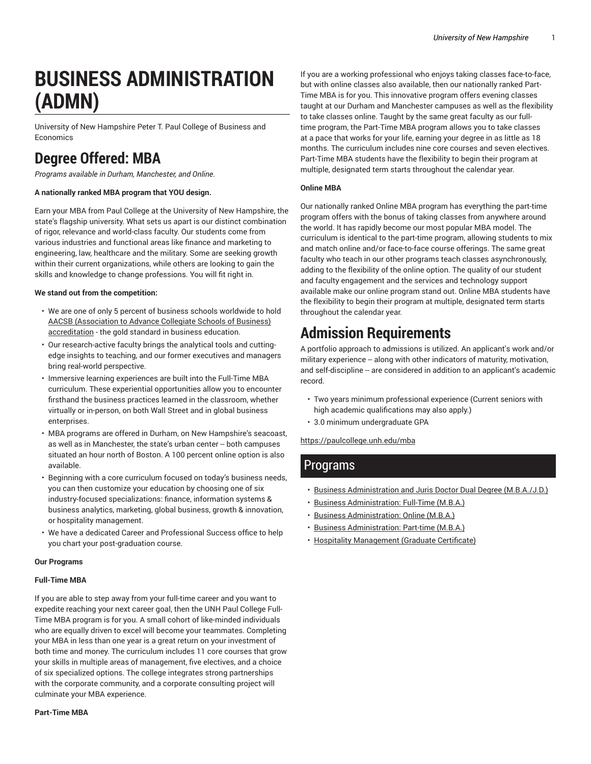# BUSINESS ADMINISTRATION (ADMN)

University of New Hampshire Peter T. Paul College of Business and Economics

## Degree Offered: MBA

*Programs available in Durham, Manchester, and Online.*

**A nationally ranked MBA program that YOU design.**

Earn your MBA from Paul College at the University of New Hampshire, the state's flagship university. What sets us apart is our distinct combination of rigor, relevance and world-class faculty. Our students come from various industries and functional areas like finance and marketing to engineering, law, healthcare and the military. Some are seeking growth within their current organizations, while others are looking to gain the skills and knowledge to change professions. You will fit right in.

**We stand out from the competition:**

- We are one of only 5 percent of business schools worldwide to hold AACSB (Association to Advance Collegiate Schools of Business) accreditation - the gold standard in business education.
- Our research-active faculty brings the analytical tools and cutting-edge insights to teaching, and our former executives and managers bring real-world perspective.
- Immersive learning experiences are built into the Full-Time MBA curriculum. These experiential opportunities allow you to encounter firsthand the business practices learned in the classroom, whether virtually or in-person, on both Wall Street and in global business enterprises.
- MBA programs are offered in Durham, on New Hampshire's seacoast, as well as in Manchester, the state's urban center -- both campuses situated an hour north of Boston. A 100 percent online option is also available.
- Beginning with a core curriculum focused on today's business needs, you can then customize your education by choosing one of six industry-focused specializations: finance, information systems & business analytics, marketing, global business, growth & innovation, or hospitality management.
- We have a dedicated Career and Professional Success office to help you chart your post-graduation course.

**Our Programs**

**Full-Time MBA**

If you are able to step away from your full-time career and you want to expedite reaching your next career goal, then the UNH Paul College Full-Time MBA program is for you. A small cohort of like-minded individuals who are equally driven to excel will become your teammates. Completing your MBA in less than one year is a great return on your investment of both time and money. The curriculum includes 11 core courses that grow your skills in multiple areas of management, five electives, and a choice of six specialized options. The college integrates strong partnerships with the corporate community, and a corporate consulting project will culminate your MBA experience.

**Part-Time MBA**

If you are a working professional who enjoys taking classes face-to-face, but with online classes also available, then our nationally ranked Part-Time MBA is for you. This innovative program offers evening classes taught at our Durham and Manchester campuses as well as the flexibility to take classes online. Taught by the same great faculty as our full-time program, the Part-Time MBA program allows you to take classes at a pace that works for your life, earning your degree in as little as 18 months. The curriculum includes nine core courses and seven electives. Part-Time MBA students have the flexibility to begin their program at multiple, designated term starts throughout the calendar year.

**Online MBA**

Our nationally ranked Online MBA program has everything the part-time program offers with the bonus of taking classes from anywhere around the world. It has rapidly become our most popular MBA model. The curriculum is identical to the part-time program, allowing students to mix and match online and/or face-to-face course offerings. The same great faculty who teach in our other programs teach classes asynchronously, adding to the flexibility of the online option. The quality of our student and faculty engagement and the services and technology support available make our online program stand out. Online MBA students have the flexibility to begin their program at multiple, designated term starts throughout the calendar year.

## Admission Requirements

A portfolio approach to admissions is utilized. An applicant's work and/or military experience -- along with other indicators of maturity, motivation, and self-discipline -- are considered in addition to an applicant's academic record.

- Two years minimum professional experience (Current seniors with high academic qualifications may also apply.)
- 3.0 minimum undergraduate GPA

https://paulcollege.unh.edu/mba

## Programs

- Business Administration and Juris Doctor Dual Degree (M.B.A./J.D.)
- Business Administration: Full-Time (M.B.A.)
- Business Administration: Online (M.B.A.)
- Business Administration: Part-time (M.B.A.)
- Hospitality Management (Graduate Certificate)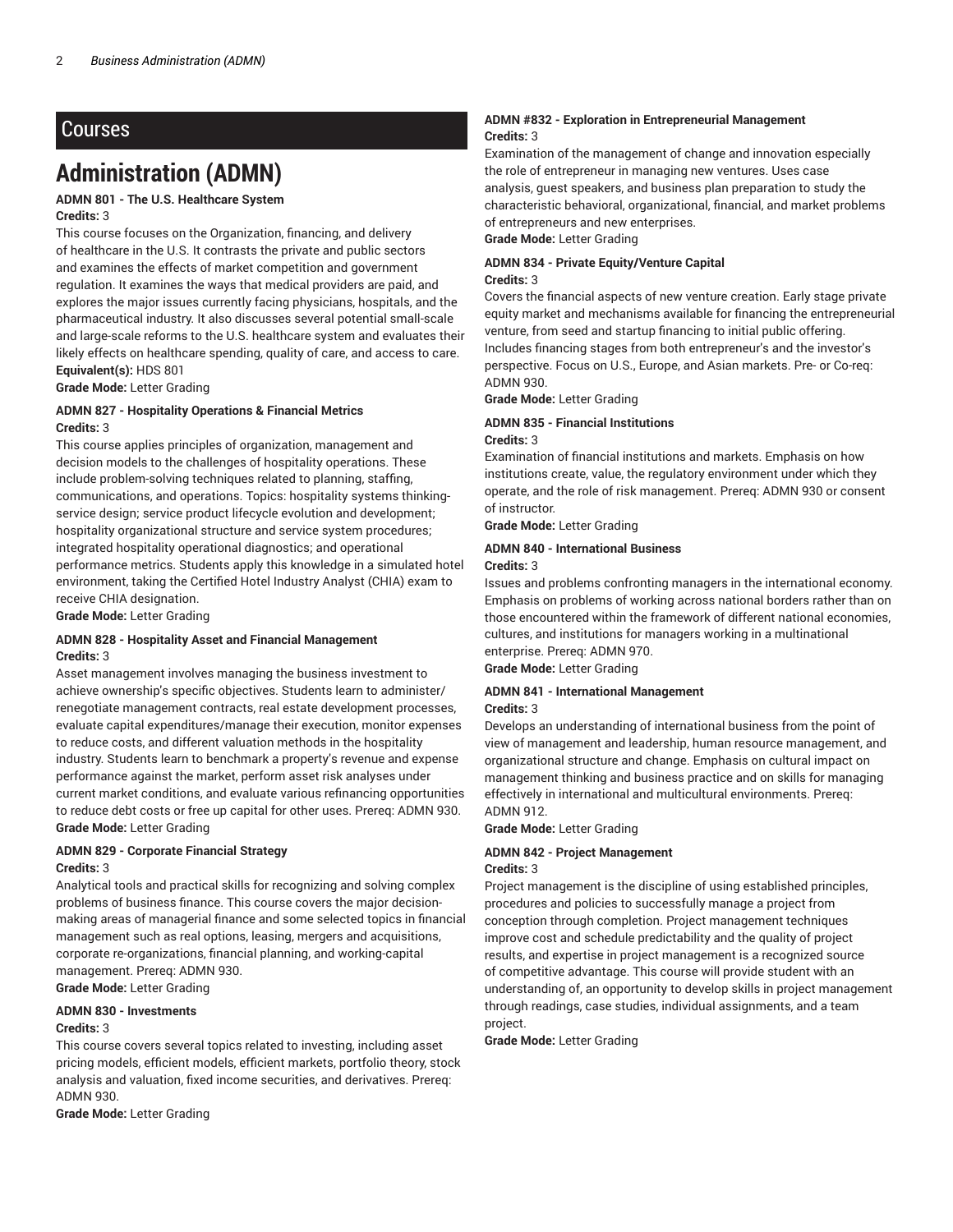## Courses

# Administration (ADMN)

**ADMN 801 - The U.S. Healthcare System**
**Credits:** 3

This course focuses on the Organization, financing, and delivery of healthcare in the U.S. It contrasts the private and public sectors and examines the effects of market competition and government regulation. It examines the ways that medical providers are paid, and explores the major issues currently facing physicians, hospitals, and the pharmaceutical industry. It also discusses several potential small-scale and large-scale reforms to the U.S. healthcare system and evaluates their likely effects on healthcare spending, quality of care, and access to care.
**Equivalent(s):** HDS 801
**Grade Mode:** Letter Grading

**ADMN 827 - Hospitality Operations & Financial Metrics**
**Credits:** 3

This course applies principles of organization, management and decision models to the challenges of hospitality operations. These include problem-solving techniques related to planning, staffing, communications, and operations. Topics: hospitality systems thinking-service design; service product lifecycle evolution and development; hospitality organizational structure and service system procedures; integrated hospitality operational diagnostics; and operational performance metrics. Students apply this knowledge in a simulated hotel environment, taking the Certified Hotel Industry Analyst (CHIA) exam to receive CHIA designation.
**Grade Mode:** Letter Grading

**ADMN 828 - Hospitality Asset and Financial Management**
**Credits:** 3

Asset management involves managing the business investment to achieve ownership's specific objectives. Students learn to administer/renegotiate management contracts, real estate development processes, evaluate capital expenditures/manage their execution, monitor expenses to reduce costs, and different valuation methods in the hospitality industry. Students learn to benchmark a property's revenue and expense performance against the market, perform asset risk analyses under current market conditions, and evaluate various refinancing opportunities to reduce debt costs or free up capital for other uses. Prereq: ADMN 930.
**Grade Mode:** Letter Grading

**ADMN 829 - Corporate Financial Strategy**
**Credits:** 3

Analytical tools and practical skills for recognizing and solving complex problems of business finance. This course covers the major decision-making areas of managerial finance and some selected topics in financial management such as real options, leasing, mergers and acquisitions, corporate re-organizations, financial planning, and working-capital management. Prereq: ADMN 930.
**Grade Mode:** Letter Grading

**ADMN 830 - Investments**
**Credits:** 3

This course covers several topics related to investing, including asset pricing models, efficient models, efficient markets, portfolio theory, stock analysis and valuation, fixed income securities, and derivatives. Prereq: ADMN 930.
**Grade Mode:** Letter Grading

**ADMN #832 - Exploration in Entrepreneurial Management**
**Credits:** 3

Examination of the management of change and innovation especially the role of entrepreneur in managing new ventures. Uses case analysis, guest speakers, and business plan preparation to study the characteristic behavioral, organizational, financial, and market problems of entrepreneurs and new enterprises.
**Grade Mode:** Letter Grading

**ADMN 834 - Private Equity/Venture Capital**
**Credits:** 3

Covers the financial aspects of new venture creation. Early stage private equity market and mechanisms available for financing the entrepreneurial venture, from seed and startup financing to initial public offering. Includes financing stages from both entrepreneur's and the investor's perspective. Focus on U.S., Europe, and Asian markets. Pre- or Co-req: ADMN 930.
**Grade Mode:** Letter Grading

**ADMN 835 - Financial Institutions**
**Credits:** 3

Examination of financial institutions and markets. Emphasis on how institutions create, value, the regulatory environment under which they operate, and the role of risk management. Prereq: ADMN 930 or consent of instructor.
**Grade Mode:** Letter Grading

**ADMN 840 - International Business**
**Credits:** 3

Issues and problems confronting managers in the international economy. Emphasis on problems of working across national borders rather than on those encountered within the framework of different national economies, cultures, and institutions for managers working in a multinational enterprise. Prereq: ADMN 970.
**Grade Mode:** Letter Grading

**ADMN 841 - International Management**
**Credits:** 3

Develops an understanding of international business from the point of view of management and leadership, human resource management, and organizational structure and change. Emphasis on cultural impact on management thinking and business practice and on skills for managing effectively in international and multicultural environments. Prereq: ADMN 912.
**Grade Mode:** Letter Grading

**ADMN 842 - Project Management**
**Credits:** 3

Project management is the discipline of using established principles, procedures and policies to successfully manage a project from conception through completion. Project management techniques improve cost and schedule predictability and the quality of project results, and expertise in project management is a recognized source of competitive advantage. This course will provide student with an understanding of, an opportunity to develop skills in project management through readings, case studies, individual assignments, and a team project.
**Grade Mode:** Letter Grading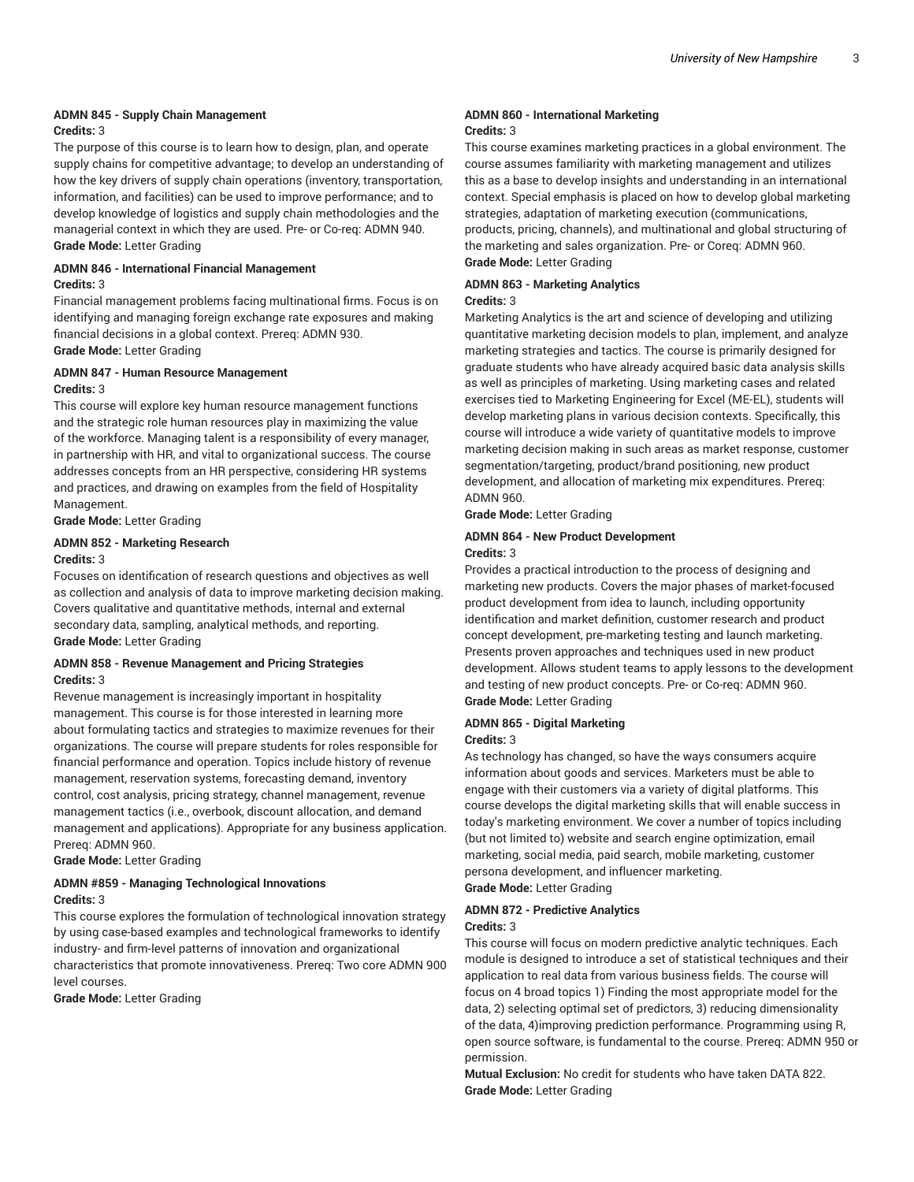**ADMN 845 - Supply Chain Management**
**Credits:** 3
The purpose of this course is to learn how to design, plan, and operate supply chains for competitive advantage; to develop an understanding of how the key drivers of supply chain operations (inventory, transportation, information, and facilities) can be used to improve performance; and to develop knowledge of logistics and supply chain methodologies and the managerial context in which they are used. Pre- or Co-req: ADMN 940.
**Grade Mode:** Letter Grading

**ADMN 846 - International Financial Management**
**Credits:** 3
Financial management problems facing multinational firms. Focus is on identifying and managing foreign exchange rate exposures and making financial decisions in a global context. Prereq: ADMN 930.
**Grade Mode:** Letter Grading

**ADMN 847 - Human Resource Management**
**Credits:** 3
This course will explore key human resource management functions and the strategic role human resources play in maximizing the value of the workforce. Managing talent is a responsibility of every manager, in partnership with HR, and vital to organizational success. The course addresses concepts from an HR perspective, considering HR systems and practices, and drawing on examples from the field of Hospitality Management.
**Grade Mode:** Letter Grading

**ADMN 852 - Marketing Research**
**Credits:** 3
Focuses on identification of research questions and objectives as well as collection and analysis of data to improve marketing decision making. Covers qualitative and quantitative methods, internal and external secondary data, sampling, analytical methods, and reporting.
**Grade Mode:** Letter Grading

**ADMN 858 - Revenue Management and Pricing Strategies**
**Credits:** 3
Revenue management is increasingly important in hospitality management. This course is for those interested in learning more about formulating tactics and strategies to maximize revenues for their organizations. The course will prepare students for roles responsible for financial performance and operation. Topics include history of revenue management, reservation systems, forecasting demand, inventory control, cost analysis, pricing strategy, channel management, revenue management tactics (i.e., overbook, discount allocation, and demand management and applications). Appropriate for any business application. Prereq: ADMN 960.
**Grade Mode:** Letter Grading

**ADMN #859 - Managing Technological Innovations**
**Credits:** 3
This course explores the formulation of technological innovation strategy by using case-based examples and technological frameworks to identify industry- and firm-level patterns of innovation and organizational characteristics that promote innovativeness. Prereq: Two core ADMN 900 level courses.
**Grade Mode:** Letter Grading

**ADMN 860 - International Marketing**
**Credits:** 3
This course examines marketing practices in a global environment. The course assumes familiarity with marketing management and utilizes this as a base to develop insights and understanding in an international context. Special emphasis is placed on how to develop global marketing strategies, adaptation of marketing execution (communications, products, pricing, channels), and multinational and global structuring of the marketing and sales organization. Pre- or Coreq: ADMN 960.
**Grade Mode:** Letter Grading

**ADMN 863 - Marketing Analytics**
**Credits:** 3
Marketing Analytics is the art and science of developing and utilizing quantitative marketing decision models to plan, implement, and analyze marketing strategies and tactics. The course is primarily designed for graduate students who have already acquired basic data analysis skills as well as principles of marketing. Using marketing cases and related exercises tied to Marketing Engineering for Excel (ME-EL), students will develop marketing plans in various decision contexts. Specifically, this course will introduce a wide variety of quantitative models to improve marketing decision making in such areas as market response, customer segmentation/targeting, product/brand positioning, new product development, and allocation of marketing mix expenditures. Prereq: ADMN 960.
**Grade Mode:** Letter Grading

**ADMN 864 - New Product Development**
**Credits:** 3
Provides a practical introduction to the process of designing and marketing new products. Covers the major phases of market-focused product development from idea to launch, including opportunity identification and market definition, customer research and product concept development, pre-marketing testing and launch marketing. Presents proven approaches and techniques used in new product development. Allows student teams to apply lessons to the development and testing of new product concepts. Pre- or Co-req: ADMN 960.
**Grade Mode:** Letter Grading

**ADMN 865 - Digital Marketing**
**Credits:** 3
As technology has changed, so have the ways consumers acquire information about goods and services. Marketers must be able to engage with their customers via a variety of digital platforms. This course develops the digital marketing skills that will enable success in today's marketing environment. We cover a number of topics including (but not limited to) website and search engine optimization, email marketing, social media, paid search, mobile marketing, customer persona development, and influencer marketing.
**Grade Mode:** Letter Grading

**ADMN 872 - Predictive Analytics**
**Credits:** 3
This course will focus on modern predictive analytic techniques. Each module is designed to introduce a set of statistical techniques and their application to real data from various business fields. The course will focus on 4 broad topics 1) Finding the most appropriate model for the data, 2) selecting optimal set of predictors, 3) reducing dimensionality of the data, 4)improving prediction performance. Programming using R, open source software, is fundamental to the course. Prereq: ADMN 950 or permission.
**Mutual Exclusion:** No credit for students who have taken DATA 822.
**Grade Mode:** Letter Grading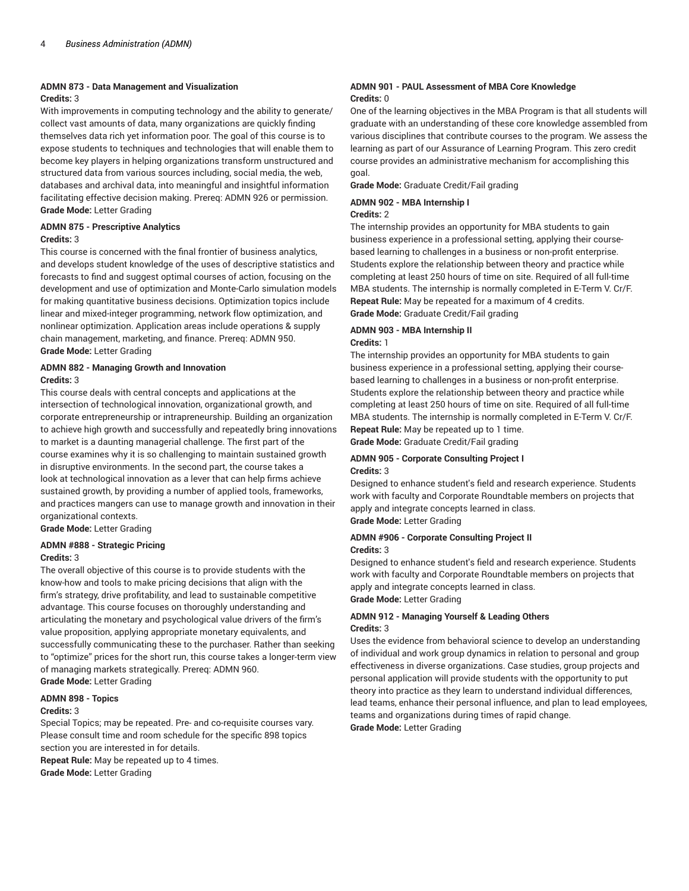### ADMN 873 - Data Management and Visualization

**Credits:** 3

With improvements in computing technology and the ability to generate/collect vast amounts of data, many organizations are quickly finding themselves data rich yet information poor. The goal of this course is to expose students to techniques and technologies that will enable them to become key players in helping organizations transform unstructured and structured data from various sources including, social media, the web, databases and archival data, into meaningful and insightful information facilitating effective decision making. Prereq: ADMN 926 or permission.

**Grade Mode:** Letter Grading

### ADMN 875 - Prescriptive Analytics

**Credits:** 3

This course is concerned with the final frontier of business analytics, and develops student knowledge of the uses of descriptive statistics and forecasts to find and suggest optimal courses of action, focusing on the development and use of optimization and Monte-Carlo simulation models for making quantitative business decisions. Optimization topics include linear and mixed-integer programming, network flow optimization, and nonlinear optimization. Application areas include operations & supply chain management, marketing, and finance. Prereq: ADMN 950.

**Grade Mode:** Letter Grading

### ADMN 882 - Managing Growth and Innovation

**Credits:** 3

This course deals with central concepts and applications at the intersection of technological innovation, organizational growth, and corporate entrepreneurship or intrapreneurship. Building an organization to achieve high growth and successfully and repeatedly bring innovations to market is a daunting managerial challenge. The first part of the course examines why it is so challenging to maintain sustained growth in disruptive environments. In the second part, the course takes a look at technological innovation as a lever that can help firms achieve sustained growth, by providing a number of applied tools, frameworks, and practices mangers can use to manage growth and innovation in their organizational contexts.

**Grade Mode:** Letter Grading

### ADMN #888 - Strategic Pricing

**Credits:** 3

The overall objective of this course is to provide students with the know-how and tools to make pricing decisions that align with the firm's strategy, drive profitability, and lead to sustainable competitive advantage. This course focuses on thoroughly understanding and articulating the monetary and psychological value drivers of the firm's value proposition, applying appropriate monetary equivalents, and successfully communicating these to the purchaser. Rather than seeking to "optimize" prices for the short run, this course takes a longer-term view of managing markets strategically. Prereq: ADMN 960.

**Grade Mode:** Letter Grading

### ADMN 898 - Topics

**Credits:** 3

Special Topics; may be repeated. Pre- and co-requisite courses vary. Please consult time and room schedule for the specific 898 topics section you are interested in for details.

**Repeat Rule:** May be repeated up to 4 times.

**Grade Mode:** Letter Grading

### ADMN 901 - PAUL Assessment of MBA Core Knowledge

**Credits:** 0

One of the learning objectives in the MBA Program is that all students will graduate with an understanding of these core knowledge assembled from various disciplines that contribute courses to the program. We assess the learning as part of our Assurance of Learning Program. This zero credit course provides an administrative mechanism for accomplishing this goal.

**Grade Mode:** Graduate Credit/Fail grading

### ADMN 902 - MBA Internship I

**Credits:** 2

The internship provides an opportunity for MBA students to gain business experience in a professional setting, applying their course-based learning to challenges in a business or non-profit enterprise. Students explore the relationship between theory and practice while completing at least 250 hours of time on site. Required of all full-time MBA students. The internship is normally completed in E-Term V. Cr/F.

**Repeat Rule:** May be repeated for a maximum of 4 credits.

**Grade Mode:** Graduate Credit/Fail grading

### ADMN 903 - MBA Internship II

**Credits:** 1

The internship provides an opportunity for MBA students to gain business experience in a professional setting, applying their course-based learning to challenges in a business or non-profit enterprise. Students explore the relationship between theory and practice while completing at least 250 hours of time on site. Required of all full-time MBA students. The internship is normally completed in E-Term V. Cr/F.

**Repeat Rule:** May be repeated up to 1 time.

**Grade Mode:** Graduate Credit/Fail grading

### ADMN 905 - Corporate Consulting Project I

**Credits:** 3

Designed to enhance student's field and research experience. Students work with faculty and Corporate Roundtable members on projects that apply and integrate concepts learned in class.

**Grade Mode:** Letter Grading

### ADMN #906 - Corporate Consulting Project II

**Credits:** 3

Designed to enhance student's field and research experience. Students work with faculty and Corporate Roundtable members on projects that apply and integrate concepts learned in class.

**Grade Mode:** Letter Grading

### ADMN 912 - Managing Yourself & Leading Others

**Credits:** 3

Uses the evidence from behavioral science to develop an understanding of individual and work group dynamics in relation to personal and group effectiveness in diverse organizations. Case studies, group projects and personal application will provide students with the opportunity to put theory into practice as they learn to understand individual differences, lead teams, enhance their personal influence, and plan to lead employees, teams and organizations during times of rapid change.

**Grade Mode:** Letter Grading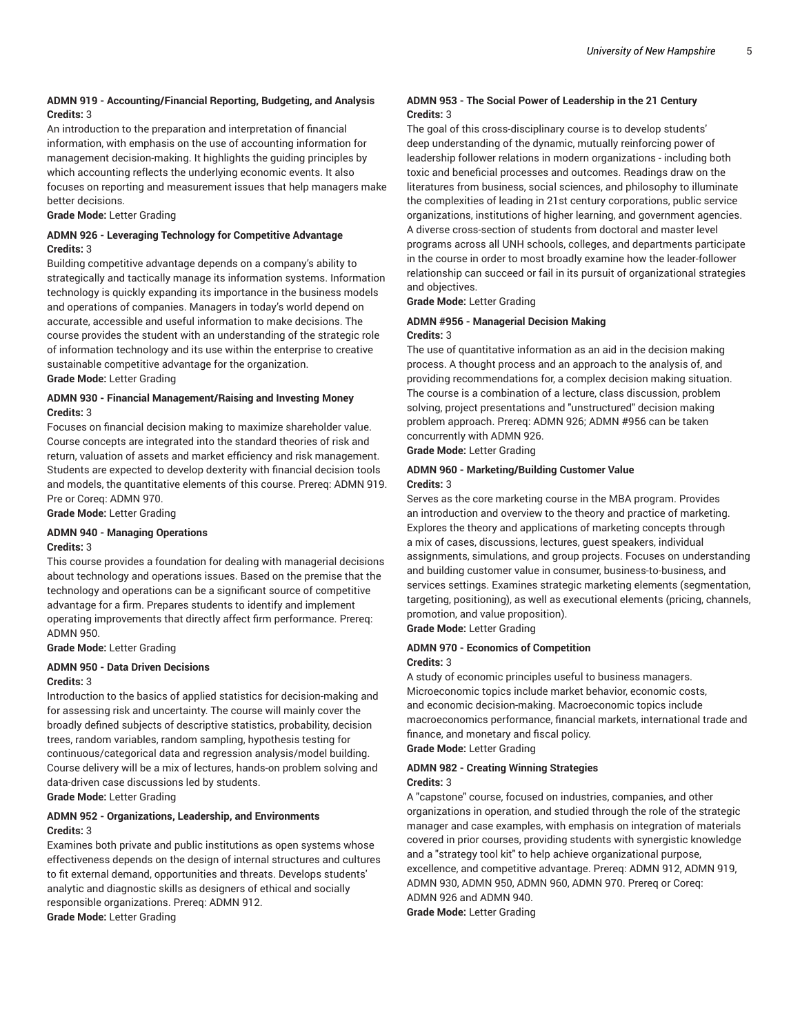**ADMN 919 - Accounting/Financial Reporting, Budgeting, and Analysis**
**Credits:** 3

An introduction to the preparation and interpretation of financial information, with emphasis on the use of accounting information for management decision-making. It highlights the guiding principles by which accounting reflects the underlying economic events. It also focuses on reporting and measurement issues that help managers make better decisions.

**Grade Mode:** Letter Grading

**ADMN 926 - Leveraging Technology for Competitive Advantage**
**Credits:** 3

Building competitive advantage depends on a company's ability to strategically and tactically manage its information systems. Information technology is quickly expanding its importance in the business models and operations of companies. Managers in today's world depend on accurate, accessible and useful information to make decisions. The course provides the student with an understanding of the strategic role of information technology and its use within the enterprise to creative sustainable competitive advantage for the organization.

**Grade Mode:** Letter Grading

**ADMN 930 - Financial Management/Raising and Investing Money**
**Credits:** 3

Focuses on financial decision making to maximize shareholder value. Course concepts are integrated into the standard theories of risk and return, valuation of assets and market efficiency and risk management. Students are expected to develop dexterity with financial decision tools and models, the quantitative elements of this course. Prereq: ADMN 919. Pre or Coreq: ADMN 970.

**Grade Mode:** Letter Grading

**ADMN 940 - Managing Operations**
**Credits:** 3

This course provides a foundation for dealing with managerial decisions about technology and operations issues. Based on the premise that the technology and operations can be a significant source of competitive advantage for a firm. Prepares students to identify and implement operating improvements that directly affect firm performance. Prereq: ADMN 950.

**Grade Mode:** Letter Grading

**ADMN 950 - Data Driven Decisions**
**Credits:** 3

Introduction to the basics of applied statistics for decision-making and for assessing risk and uncertainty. The course will mainly cover the broadly defined subjects of descriptive statistics, probability, decision trees, random variables, random sampling, hypothesis testing for continuous/categorical data and regression analysis/model building. Course delivery will be a mix of lectures, hands-on problem solving and data-driven case discussions led by students.

**Grade Mode:** Letter Grading

**ADMN 952 - Organizations, Leadership, and Environments**
**Credits:** 3

Examines both private and public institutions as open systems whose effectiveness depends on the design of internal structures and cultures to fit external demand, opportunities and threats. Develops students' analytic and diagnostic skills as designers of ethical and socially responsible organizations. Prereq: ADMN 912.

**Grade Mode:** Letter Grading

**ADMN 953 - The Social Power of Leadership in the 21 Century**
**Credits:** 3

The goal of this cross-disciplinary course is to develop students' deep understanding of the dynamic, mutually reinforcing power of leadership follower relations in modern organizations - including both toxic and beneficial processes and outcomes. Readings draw on the literatures from business, social sciences, and philosophy to illuminate the complexities of leading in 21st century corporations, public service organizations, institutions of higher learning, and government agencies. A diverse cross-section of students from doctoral and master level programs across all UNH schools, colleges, and departments participate in the course in order to most broadly examine how the leader-follower relationship can succeed or fail in its pursuit of organizational strategies and objectives.

**Grade Mode:** Letter Grading

**ADMN #956 - Managerial Decision Making**
**Credits:** 3

The use of quantitative information as an aid in the decision making process. A thought process and an approach to the analysis of, and providing recommendations for, a complex decision making situation. The course is a combination of a lecture, class discussion, problem solving, project presentations and "unstructured" decision making problem approach. Prereq: ADMN 926; ADMN #956 can be taken concurrently with ADMN 926.

**Grade Mode:** Letter Grading

**ADMN 960 - Marketing/Building Customer Value**
**Credits:** 3

Serves as the core marketing course in the MBA program. Provides an introduction and overview to the theory and practice of marketing. Explores the theory and applications of marketing concepts through a mix of cases, discussions, lectures, guest speakers, individual assignments, simulations, and group projects. Focuses on understanding and building customer value in consumer, business-to-business, and services settings. Examines strategic marketing elements (segmentation, targeting, positioning), as well as executional elements (pricing, channels, promotion, and value proposition).

**Grade Mode:** Letter Grading

**ADMN 970 - Economics of Competition**
**Credits:** 3

A study of economic principles useful to business managers. Microeconomic topics include market behavior, economic costs, and economic decision-making. Macroeconomic topics include macroeconomics performance, financial markets, international trade and finance, and monetary and fiscal policy.

**Grade Mode:** Letter Grading

**ADMN 982 - Creating Winning Strategies**
**Credits:** 3

A "capstone" course, focused on industries, companies, and other organizations in operation, and studied through the role of the strategic manager and case examples, with emphasis on integration of materials covered in prior courses, providing students with synergistic knowledge and a "strategy tool kit" to help achieve organizational purpose, excellence, and competitive advantage. Prereq: ADMN 912, ADMN 919, ADMN 930, ADMN 950, ADMN 960, ADMN 970. Prereq or Coreq: ADMN 926 and ADMN 940.

**Grade Mode:** Letter Grading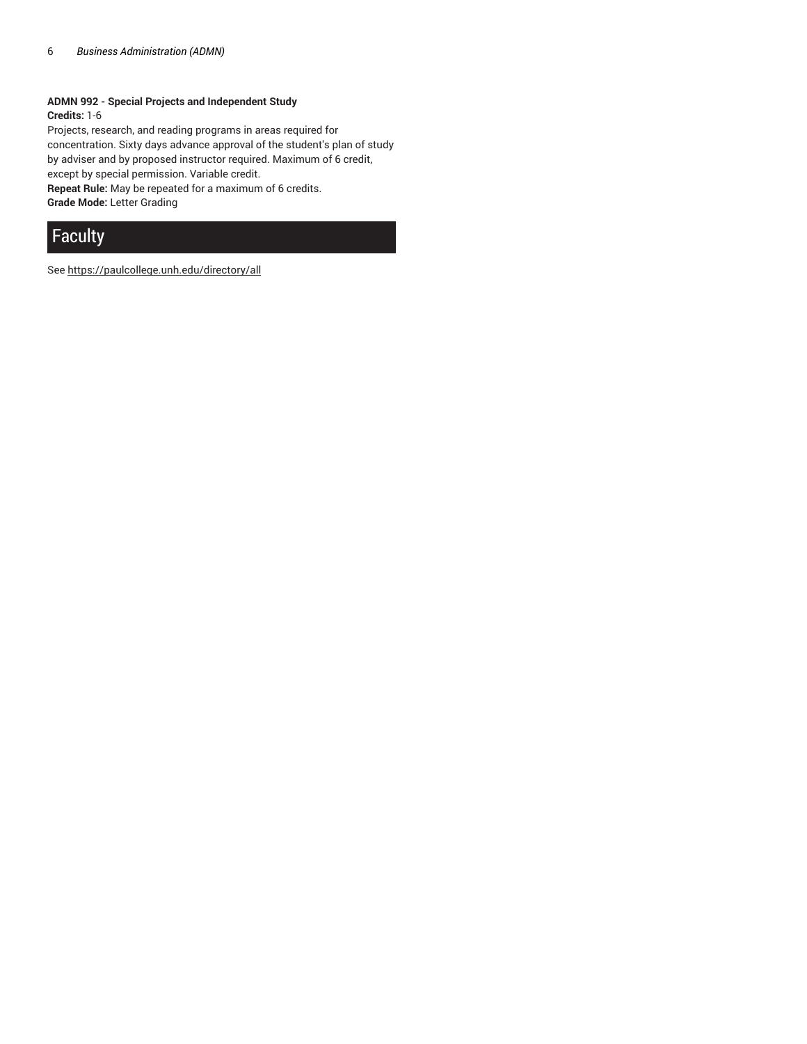**ADMN 992 - Special Projects and Independent Study**
**Credits:** 1-6
Projects, research, and reading programs in areas required for concentration. Sixty days advance approval of the student's plan of study by adviser and by proposed instructor required. Maximum of 6 credit, except by special permission. Variable credit.
**Repeat Rule:** May be repeated for a maximum of 6 credits.
**Grade Mode:** Letter Grading

# Faculty

See https://paulcollege.unh.edu/directory/all